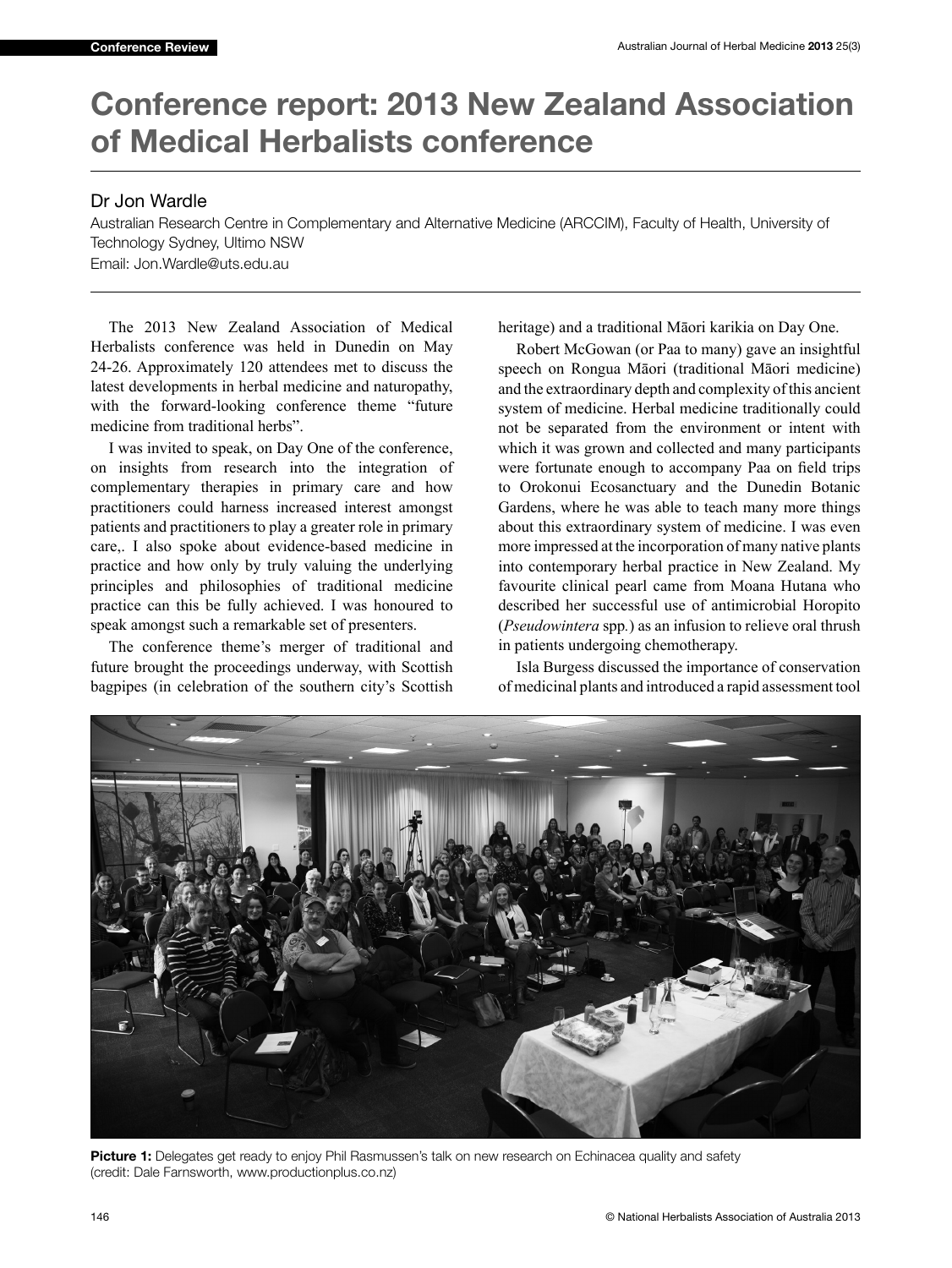# Conference report: 2013 New Zealand Association of Medical Herbalists conference

## Dr Jon Wardle

Australian Research Centre in Complementary and Alternative Medicine (ARCCIM), Faculty of Health, University of Technology Sydney, Ultimo NSW
Email: Jon.Wardle@uts.edu.au

The 2013 New Zealand Association of Medical Herbalists conference was held in Dunedin on May 24-26. Approximately 120 attendees met to discuss the latest developments in herbal medicine and naturopathy, with the forward-looking conference theme "future medicine from traditional herbs".

I was invited to speak, on Day One of the conference, on insights from research into the integration of complementary therapies in primary care and how practitioners could harness increased interest amongst patients and practitioners to play a greater role in primary care,. I also spoke about evidence-based medicine in practice and how only by truly valuing the underlying principles and philosophies of traditional medicine practice can this be fully achieved. I was honoured to speak amongst such a remarkable set of presenters.

The conference theme's merger of traditional and future brought the proceedings underway, with Scottish bagpipes (in celebration of the southern city's Scottish heritage) and a traditional Māori karikia on Day One.

Robert McGowan (or Paa to many) gave an insightful speech on Rongua Māori (traditional Māori medicine) and the extraordinary depth and complexity of this ancient system of medicine. Herbal medicine traditionally could not be separated from the environment or intent with which it was grown and collected and many participants were fortunate enough to accompany Paa on field trips to Orokonui Ecosanctuary and the Dunedin Botanic Gardens, where he was able to teach many more things about this extraordinary system of medicine. I was even more impressed at the incorporation of many native plants into contemporary herbal practice in New Zealand. My favourite clinical pearl came from Moana Hutana who described her successful use of antimicrobial Horopito (*Pseudowintera* spp.) as an infusion to relieve oral thrush in patients undergoing chemotherapy.

Isla Burgess discussed the importance of conservation of medicinal plants and introduced a rapid assessment tool

**Picture 1:** Delegates get ready to enjoy Phil Rasmussen's talk on new research on Echinacea quality and safety (credit: Dale Farnsworth, www.productionplus.co.nz)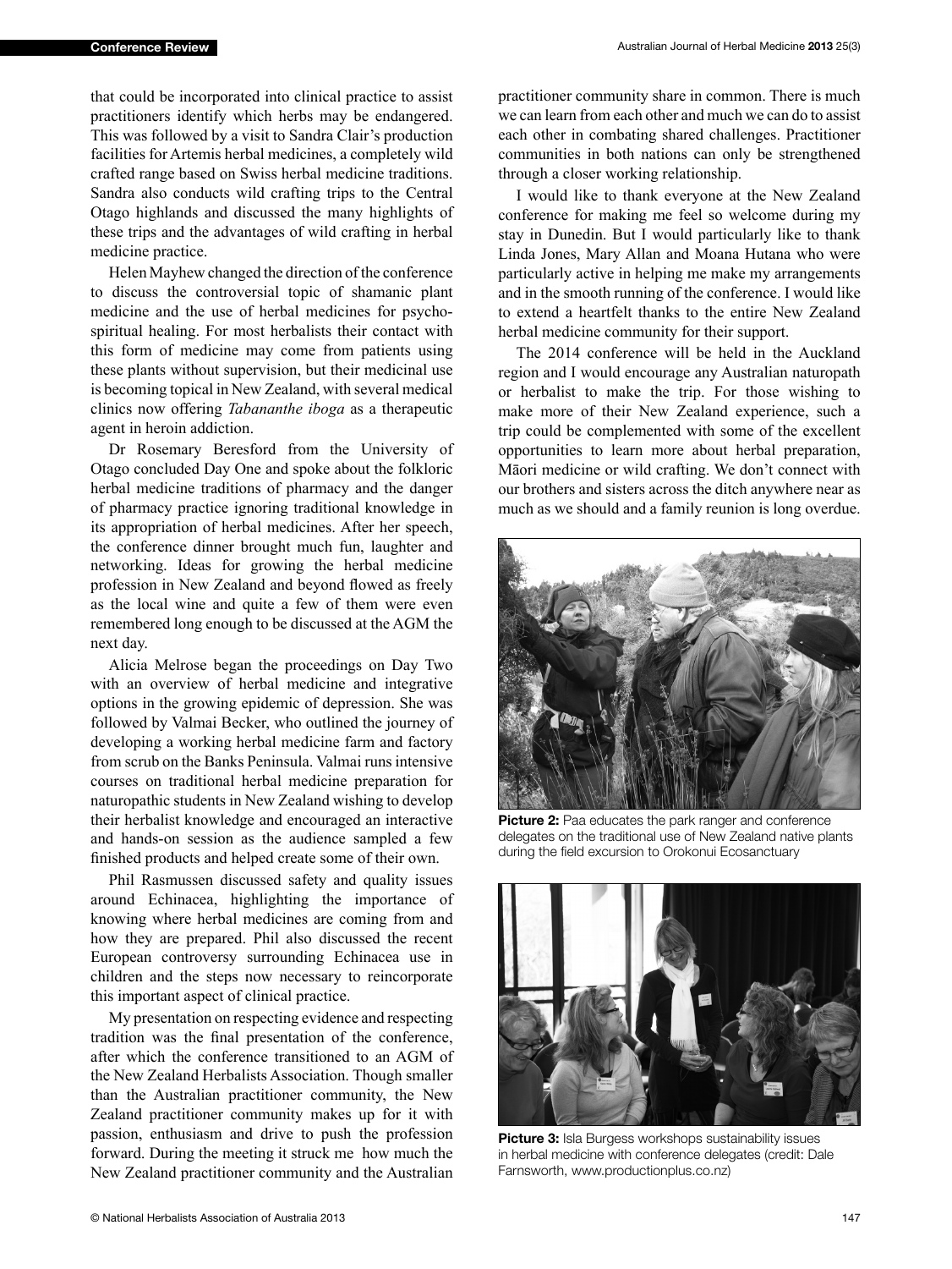that could be incorporated into clinical practice to assist practitioners identify which herbs may be endangered. This was followed by a visit to Sandra Clair's production facilities for Artemis herbal medicines, a completely wild crafted range based on Swiss herbal medicine traditions. Sandra also conducts wild crafting trips to the Central Otago highlands and discussed the many highlights of these trips and the advantages of wild crafting in herbal medicine practice.

Helen Mayhew changed the direction of the conference to discuss the controversial topic of shamanic plant medicine and the use of herbal medicines for psycho-spiritual healing. For most herbalists their contact with this form of medicine may come from patients using these plants without supervision, but their medicinal use is becoming topical in New Zealand, with several medical clinics now offering *Tabananthe iboga* as a therapeutic agent in heroin addiction.

Dr Rosemary Beresford from the University of Otago concluded Day One and spoke about the folkloric herbal medicine traditions of pharmacy and the danger of pharmacy practice ignoring traditional knowledge in its appropriation of herbal medicines. After her speech, the conference dinner brought much fun, laughter and networking. Ideas for growing the herbal medicine profession in New Zealand and beyond flowed as freely as the local wine and quite a few of them were even remembered long enough to be discussed at the AGM the next day.

Alicia Melrose began the proceedings on Day Two with an overview of herbal medicine and integrative options in the growing epidemic of depression. She was followed by Valmai Becker, who outlined the journey of developing a working herbal medicine farm and factory from scrub on the Banks Peninsula. Valmai runs intensive courses on traditional herbal medicine preparation for naturopathic students in New Zealand wishing to develop their herbalist knowledge and encouraged an interactive and hands-on session as the audience sampled a few finished products and helped create some of their own.

Phil Rasmussen discussed safety and quality issues around Echinacea, highlighting the importance of knowing where herbal medicines are coming from and how they are prepared. Phil also discussed the recent European controversy surrounding Echinacea use in children and the steps now necessary to reincorporate this important aspect of clinical practice.

My presentation on respecting evidence and respecting tradition was the final presentation of the conference, after which the conference transitioned to an AGM of the New Zealand Herbalists Association. Though smaller than the Australian practitioner community, the New Zealand practitioner community makes up for it with passion, enthusiasm and drive to push the profession forward. During the meeting it struck me how much the New Zealand practitioner community and the Australian practitioner community share in common. There is much we can learn from each other and much we can do to assist each other in combating shared challenges. Practitioner communities in both nations can only be strengthened through a closer working relationship.

I would like to thank everyone at the New Zealand conference for making me feel so welcome during my stay in Dunedin. But I would particularly like to thank Linda Jones, Mary Allan and Moana Hutana who were particularly active in helping me make my arrangements and in the smooth running of the conference. I would like to extend a heartfelt thanks to the entire New Zealand herbal medicine community for their support.

The 2014 conference will be held in the Auckland region and I would encourage any Australian naturopath or herbalist to make the trip. For those wishing to make more of their New Zealand experience, such a trip could be complemented with some of the excellent opportunities to learn more about herbal preparation, Māori medicine or wild crafting. We don't connect with our brothers and sisters across the ditch anywhere near as much as we should and a family reunion is long overdue.

**Picture 2:** Paa educates the park ranger and conference delegates on the traditional use of New Zealand native plants during the field excursion to Orokonui Ecosanctuary

**Picture 3:** Isla Burgess workshops sustainability issues in herbal medicine with conference delegates (credit: Dale Farnsworth, www.productionplus.co.nz)